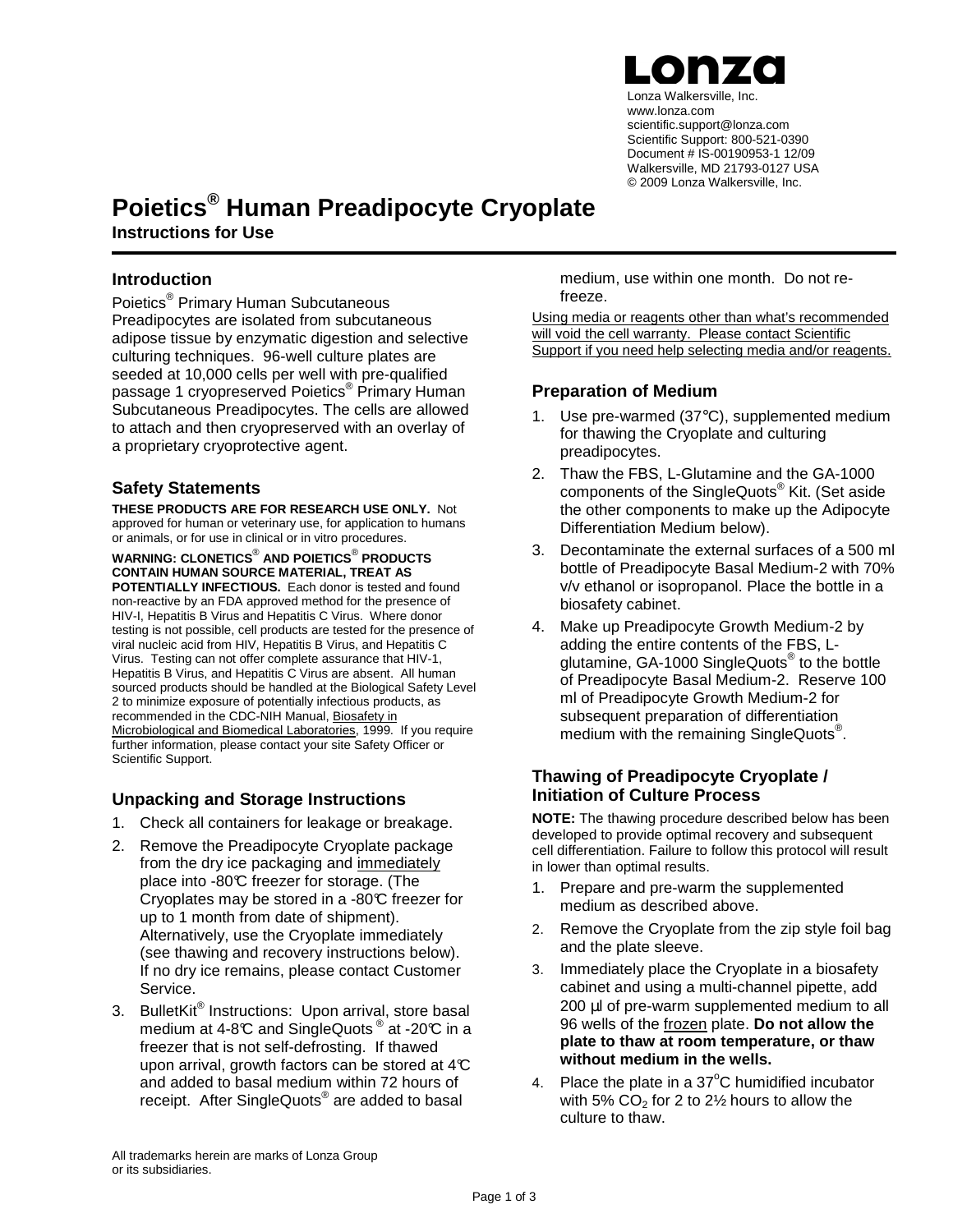Lonza

Lonza Walkersville, Inc.
www.lonza.com
scientific.support@lonza.com
Scientific Support: 800-521-0390
Document # IS-00190953-1 12/09
Walkersville, MD 21793-0127 USA
© 2009 Lonza Walkersville, Inc.

# Poietics® Human Preadipocyte Cryoplate

**Instructions for Use**

## Introduction

Poietics® Primary Human Subcutaneous Preadipocytes are isolated from subcutaneous adipose tissue by enzymatic digestion and selective culturing techniques. 96-well culture plates are seeded at 10,000 cells per well with pre-qualified passage 1 cryopreserved Poietics® Primary Human Subcutaneous Preadipocytes. The cells are allowed to attach and then cryopreserved with an overlay of a proprietary cryoprotective agent.

## Safety Statements

**THESE PRODUCTS ARE FOR RESEARCH USE ONLY.** Not approved for human or veterinary use, for application to humans or animals, or for use in clinical or in vitro procedures.

**WARNING: CLONETICS® AND POIETICS® PRODUCTS CONTAIN HUMAN SOURCE MATERIAL, TREAT AS POTENTIALLY INFECTIOUS.** Each donor is tested and found non-reactive by an FDA approved method for the presence of HIV-I, Hepatitis B Virus and Hepatitis C Virus. Where donor testing is not possible, cell products are tested for the presence of viral nucleic acid from HIV, Hepatitis B Virus, and Hepatitis C Virus. Testing can not offer complete assurance that HIV-1, Hepatitis B Virus, and Hepatitis C Virus are absent. All human sourced products should be handled at the Biological Safety Level 2 to minimize exposure of potentially infectious products, as recommended in the CDC-NIH Manual, Biosafety in Microbiological and Biomedical Laboratories, 1999. If you require further information, please contact your site Safety Officer or Scientific Support.

## Unpacking and Storage Instructions

1. Check all containers for leakage or breakage.
2. Remove the Preadipocyte Cryoplate package from the dry ice packaging and immediately place into -80°C freezer for storage. (The Cryoplates may be stored in a -80°C freezer for up to 1 month from date of shipment). Alternatively, use the Cryoplate immediately (see thawing and recovery instructions below). If no dry ice remains, please contact Customer Service.
3. BulletKit® Instructions: Upon arrival, store basal medium at 4-8°C and SingleQuots® at -20°C in a freezer that is not self-defrosting. If thawed upon arrival, growth factors can be stored at 4°C and added to basal medium within 72 hours of receipt. After SingleQuots® are added to basal medium, use within one month. Do not re-freeze.

Using media or reagents other than what's recommended will void the cell warranty. Please contact Scientific Support if you need help selecting media and/or reagents.

## Preparation of Medium

1. Use pre-warmed (37°C), supplemented medium for thawing the Cryoplate and culturing preadipocytes.
2. Thaw the FBS, L-Glutamine and the GA-1000 components of the SingleQuots® Kit. (Set aside the other components to make up the Adipocyte Differentiation Medium below).
3. Decontaminate the external surfaces of a 500 ml bottle of Preadipocyte Basal Medium-2 with 70% v/v ethanol or isopropanol. Place the bottle in a biosafety cabinet.
4. Make up Preadipocyte Growth Medium-2 by adding the entire contents of the FBS, L-glutamine, GA-1000 SingleQuots® to the bottle of Preadipocyte Basal Medium-2. Reserve 100 ml of Preadipocyte Growth Medium-2 for subsequent preparation of differentiation medium with the remaining SingleQuots®.

## Thawing of Preadipocyte Cryoplate / Initiation of Culture Process

**NOTE:** The thawing procedure described below has been developed to provide optimal recovery and subsequent cell differentiation. Failure to follow this protocol will result in lower than optimal results.

1. Prepare and pre-warm the supplemented medium as described above.
2. Remove the Cryoplate from the zip style foil bag and the plate sleeve.
3. Immediately place the Cryoplate in a biosafety cabinet and using a multi-channel pipette, add 200 µl of pre-warm supplemented medium to all 96 wells of the frozen plate. **Do not allow the plate to thaw at room temperature, or thaw without medium in the wells.**
4. Place the plate in a 37°C humidified incubator with 5% $CO_2$ for 2 to 2½ hours to allow the culture to thaw.

All trademarks herein are marks of Lonza Group or its subsidiaries.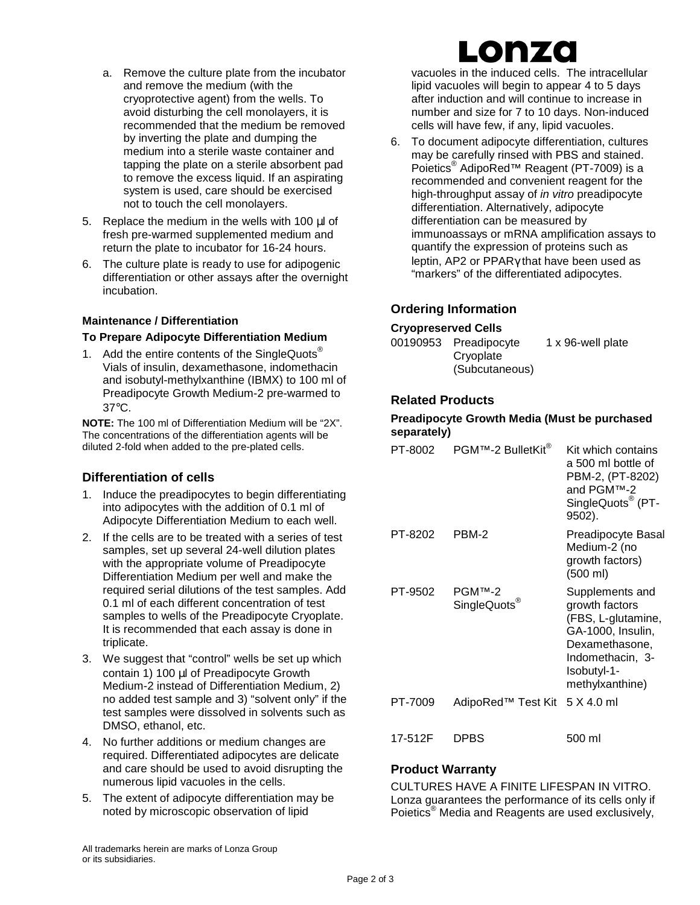a. Remove the culture plate from the incubator and remove the medium (with the cryoprotective agent) from the wells. To avoid disturbing the cell monolayers, it is recommended that the medium be removed by inverting the plate and dumping the medium into a sterile waste container and tapping the plate on a sterile absorbent pad to remove the excess liquid. If an aspirating system is used, care should be exercised not to touch the cell monolayers.

5. Replace the medium in the wells with 100 µl of fresh pre-warmed supplemented medium and return the plate to incubator for 16-24 hours.
6. The culture plate is ready to use for adipogenic differentiation or other assays after the overnight incubation.

#### Maintenance / Differentiation

#### To Prepare Adipocyte Differentiation Medium

1. Add the entire contents of the SingleQuots® Vials of insulin, dexamethasone, indomethacin and isobutyl-methylxanthine (IBMX) to 100 ml of Preadipocyte Growth Medium-2 pre-warmed to 37°C.

**NOTE:** The 100 ml of Differentiation Medium will be "2X". The concentrations of the differentiation agents will be diluted 2-fold when added to the pre-plated cells.

### Differentiation of cells

1. Induce the preadipocytes to begin differentiating into adipocytes with the addition of 0.1 ml of Adipocyte Differentiation Medium to each well.
2. If the cells are to be treated with a series of test samples, set up several 24-well dilution plates with the appropriate volume of Preadipocyte Differentiation Medium per well and make the required serial dilutions of the test samples. Add 0.1 ml of each different concentration of test samples to wells of the Preadipocyte Cryoplate. It is recommended that each assay is done in triplicate.
3. We suggest that "control" wells be set up which contain 1) 100 µl of Preadipocyte Growth Medium-2 instead of Differentiation Medium, 2) no added test sample and 3) "solvent only" if the test samples were dissolved in solvents such as DMSO, ethanol, etc.
4. No further additions or medium changes are required. Differentiated adipocytes are delicate and care should be used to avoid disrupting the numerous lipid vacuoles in the cells.
5. The extent of adipocyte differentiation may be noted by microscopic observation of lipid vacuoles in the induced cells. The intracellular lipid vacuoles will begin to appear 4 to 5 days after induction and will continue to increase in number and size for 7 to 10 days. Non-induced cells will have few, if any, lipid vacuoles.
6. To document adipocyte differentiation, cultures may be carefully rinsed with PBS and stained. Poietics® AdipoRed™ Reagent (PT-7009) is a recommended and convenient reagent for the high-throughput assay of *in vitro* preadipocyte differentiation. Alternatively, adipocyte differentiation can be measured by immunoassays or mRNA amplification assays to quantify the expression of proteins such as leptin, AP2 or PPARγ that have been used as "markers" of the differentiated adipocytes.

### Ordering Information

#### Cryopreserved Cells

| | | |
|---|---|---|
| 00190953 | Preadipocyte Cryoplate (Subcutaneous) | 1 x 96-well plate |

### Related Products

#### Preadipocyte Growth Media (Must be purchased separately)

| | | |
|---|---|---|
| PT-8002 | PGM™-2 BulletKit® | Kit which contains a 500 ml bottle of PBM-2, (PT-8202) and PGM™-2 SingleQuots® (PT-9502). |
| PT-8202 | PBM-2 | Preadipocyte Basal Medium-2 (no growth factors) (500 ml) |
| PT-9502 | PGM™-2 SingleQuots® | Supplements and growth factors (FBS, L-glutamine, GA-1000, Insulin, Dexamethasone, Indomethacin, 3-Isobutyl-1-methylxanthine) |
| PT-7009 | AdipoRed™ Test Kit | 5 X 4.0 ml |
| 17-512F | DPBS | 500 ml |

### Product Warranty

CULTURES HAVE A FINITE LIFESPAN IN VITRO. Lonza guarantees the performance of its cells only if Poietics® Media and Reagents are used exclusively,

All trademarks herein are marks of Lonza Group or its subsidiaries.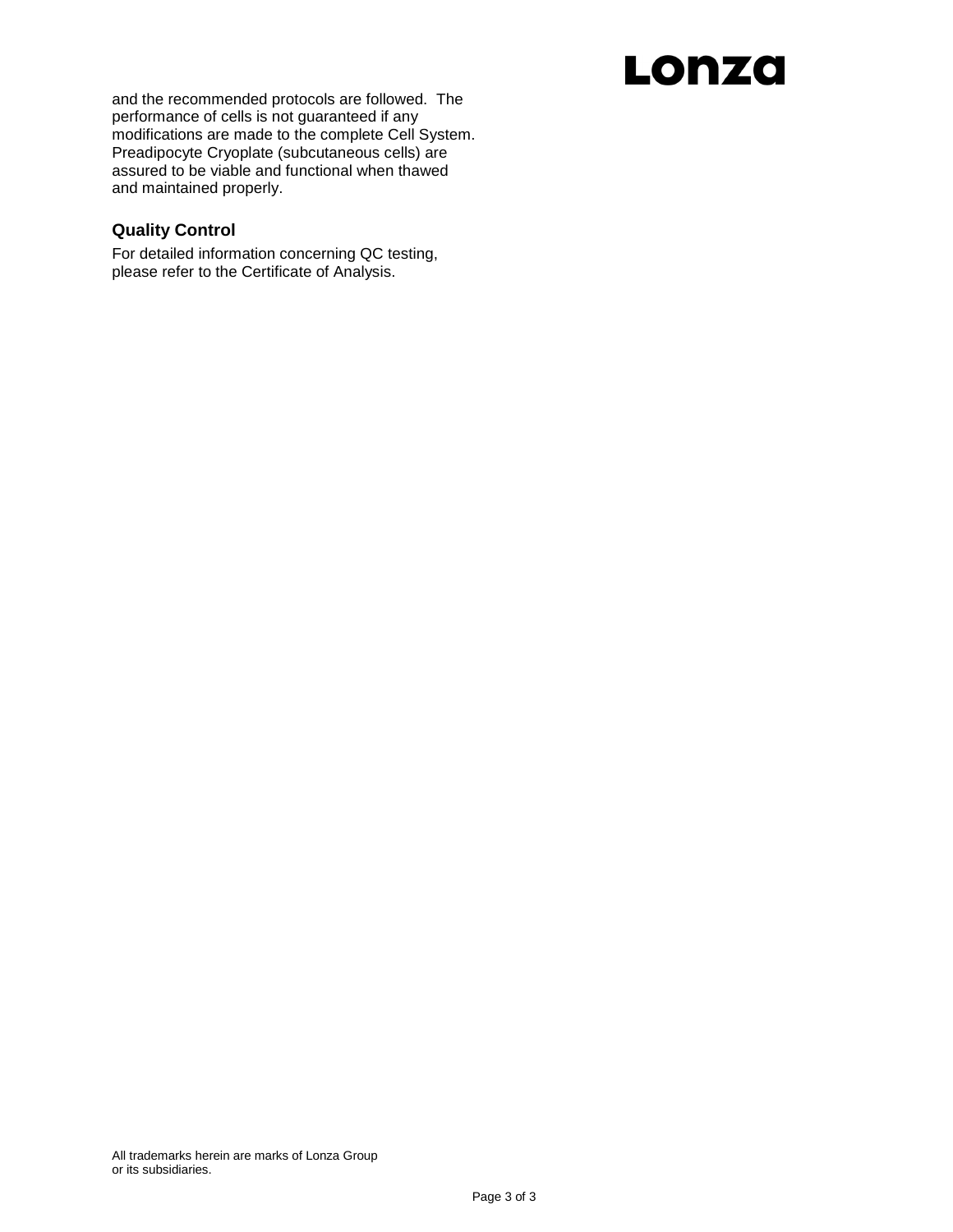and the recommended protocols are followed. The performance of cells is not guaranteed if any modifications are made to the complete Cell System. Preadipocyte Cryoplate (subcutaneous cells) are assured to be viable and functional when thawed and maintained properly.

### Quality Control

For detailed information concerning QC testing, please refer to the Certificate of Analysis.

All trademarks herein are marks of Lonza Group or its subsidiaries.